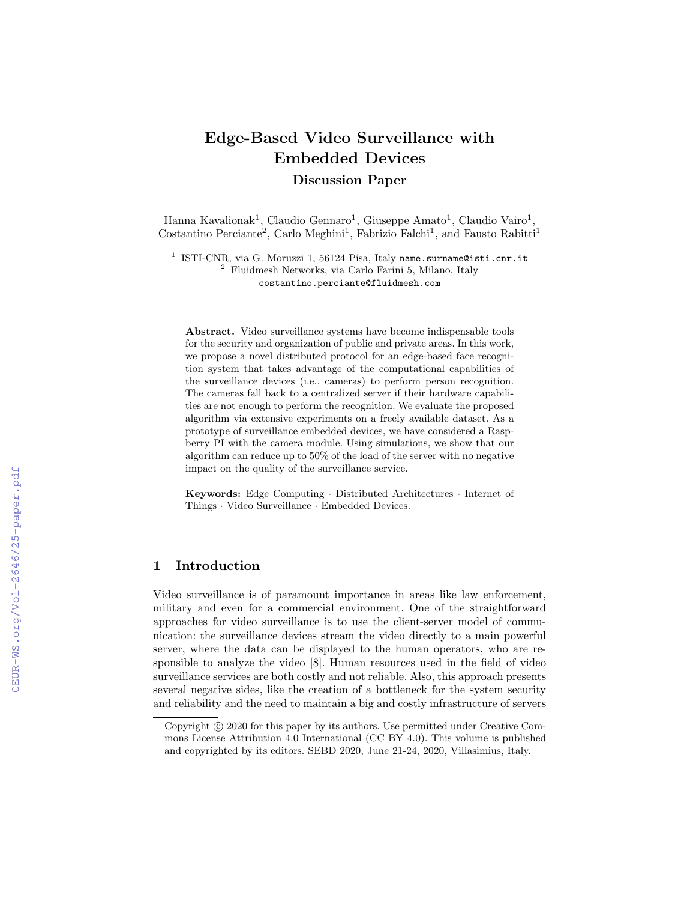# Edge-Based Video Surveillance with Embedded Devices

## Discussion Paper

Hanna Kavalionak[1], Claudio Gennaro[1], Giuseppe Amato[1], Claudio Vairo[1], Costantino Perciante[2], Carlo Meghini[1], Fabrizio Falchi[1], and Fausto Rabitti[1]

[1] ISTI-CNR, via G. Moruzzi 1, 56124 Pisa, Italy name.surname@isti.cnr.it
[2] Fluidmesh Networks, via Carlo Farini 5, Milano, Italy
costantino.perciante@fluidmesh.com

**Abstract.** Video surveillance systems have become indispensable tools for the security and organization of public and private areas. In this work, we propose a novel distributed protocol for an edge-based face recognition system that takes advantage of the computational capabilities of the surveillance devices (i.e., cameras) to perform person recognition. The cameras fall back to a centralized server if their hardware capabilities are not enough to perform the recognition. We evaluate the proposed algorithm via extensive experiments on a freely available dataset. As a prototype of surveillance embedded devices, we have considered a Raspberry PI with the camera module. Using simulations, we show that our algorithm can reduce up to 50% of the load of the server with no negative impact on the quality of the surveillance service.

**Keywords:** Edge Computing · Distributed Architectures · Internet of Things · Video Surveillance · Embedded Devices.

## 1 Introduction

Video surveillance is of paramount importance in areas like law enforcement, military and even for a commercial environment. One of the straightforward approaches for video surveillance is to use the client-server model of communication: the surveillance devices stream the video directly to a main powerful server, where the data can be displayed to the human operators, who are responsible to analyze the video [8]. Human resources used in the field of video surveillance services are both costly and not reliable. Also, this approach presents several negative sides, like the creation of a bottleneck for the system security and reliability and the need to maintain a big and costly infrastructure of servers

Copyright © 2020 for this paper by its authors. Use permitted under Creative Commons License Attribution 4.0 International (CC BY 4.0). This volume is published and copyrighted by its editors. SEBD 2020, June 21-24, 2020, Villasimius, Italy.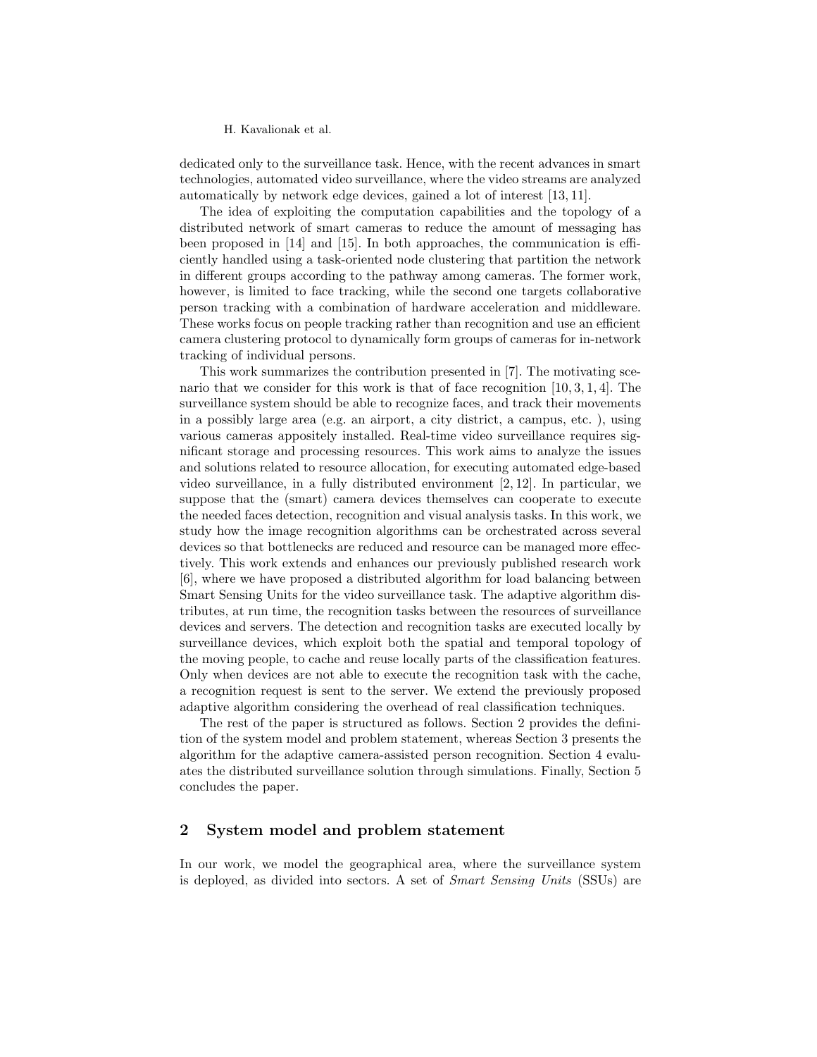dedicated only to the surveillance task. Hence, with the recent advances in smart technologies, automated video surveillance, where the video streams are analyzed automatically by network edge devices, gained a lot of interest [13, 11].

The idea of exploiting the computation capabilities and the topology of a distributed network of smart cameras to reduce the amount of messaging has been proposed in [14] and [15]. In both approaches, the communication is efficiently handled using a task-oriented node clustering that partition the network in different groups according to the pathway among cameras. The former work, however, is limited to face tracking, while the second one targets collaborative person tracking with a combination of hardware acceleration and middleware. These works focus on people tracking rather than recognition and use an efficient camera clustering protocol to dynamically form groups of cameras for in-network tracking of individual persons.

This work summarizes the contribution presented in [7]. The motivating scenario that we consider for this work is that of face recognition [10, 3, 1, 4]. The surveillance system should be able to recognize faces, and track their movements in a possibly large area (e.g. an airport, a city district, a campus, etc. ), using various cameras appositely installed. Real-time video surveillance requires significant storage and processing resources. This work aims to analyze the issues and solutions related to resource allocation, for executing automated edge-based video surveillance, in a fully distributed environment [2, 12]. In particular, we suppose that the (smart) camera devices themselves can cooperate to execute the needed faces detection, recognition and visual analysis tasks. In this work, we study how the image recognition algorithms can be orchestrated across several devices so that bottlenecks are reduced and resource can be managed more effectively. This work extends and enhances our previously published research work [6], where we have proposed a distributed algorithm for load balancing between Smart Sensing Units for the video surveillance task. The adaptive algorithm distributes, at run time, the recognition tasks between the resources of surveillance devices and servers. The detection and recognition tasks are executed locally by surveillance devices, which exploit both the spatial and temporal topology of the moving people, to cache and reuse locally parts of the classification features. Only when devices are not able to execute the recognition task with the cache, a recognition request is sent to the server. We extend the previously proposed adaptive algorithm considering the overhead of real classification techniques.

The rest of the paper is structured as follows. Section 2 provides the definition of the system model and problem statement, whereas Section 3 presents the algorithm for the adaptive camera-assisted person recognition. Section 4 evaluates the distributed surveillance solution through simulations. Finally, Section 5 concludes the paper.

## 2 System model and problem statement

In our work, we model the geographical area, where the surveillance system is deployed, as divided into sectors. A set of *Smart Sensing Units* (SSUs) are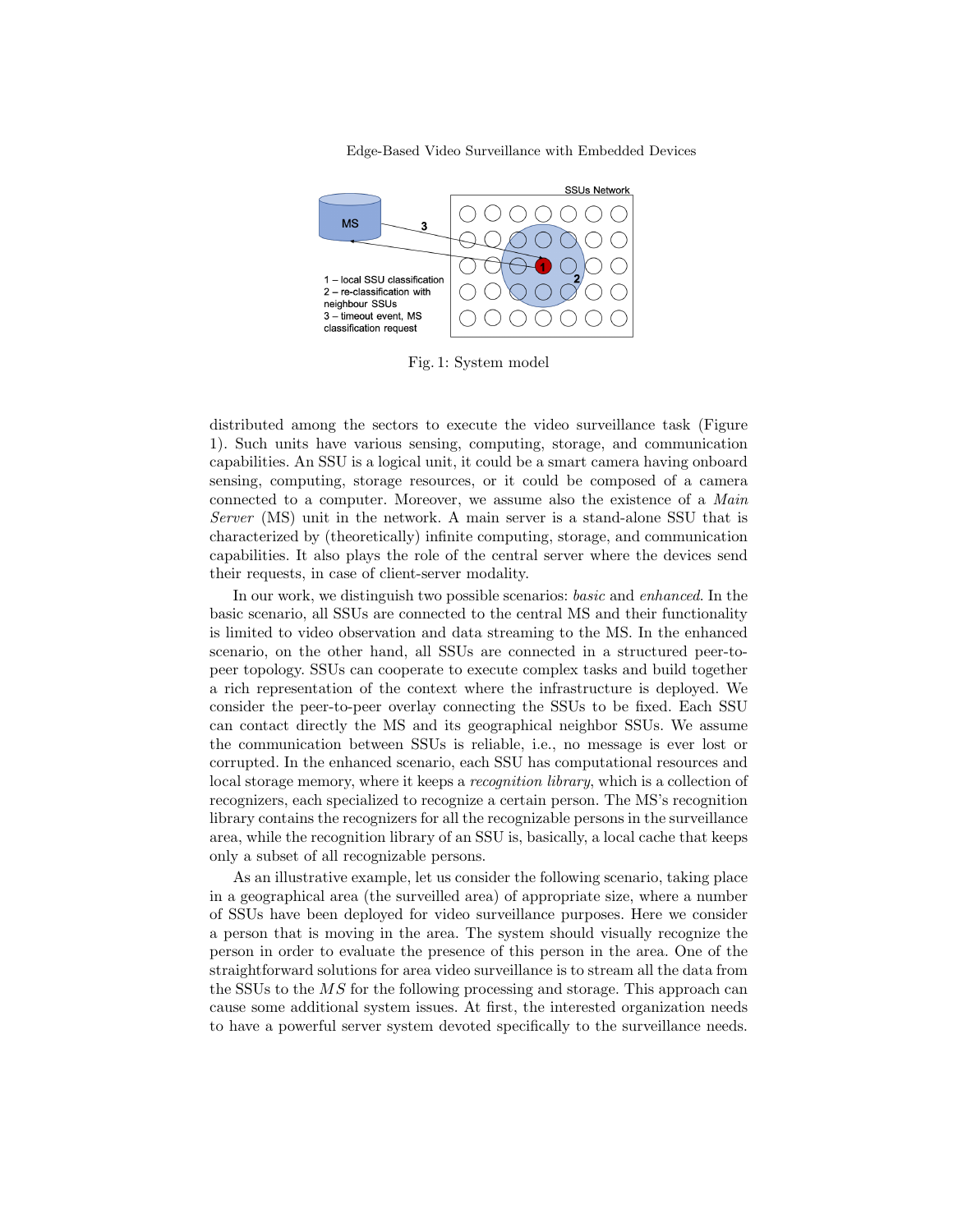Fig. 1: System model

distributed among the sectors to execute the video surveillance task (Figure 1). Such units have various sensing, computing, storage, and communication capabilities. An SSU is a logical unit, it could be a smart camera having onboard sensing, computing, storage resources, or it could be composed of a camera connected to a computer. Moreover, we assume also the existence of a *Main Server* (MS) unit in the network. A main server is a stand-alone SSU that is characterized by (theoretically) infinite computing, storage, and communication capabilities. It also plays the role of the central server where the devices send their requests, in case of client-server modality.

In our work, we distinguish two possible scenarios: *basic* and *enhanced*. In the basic scenario, all SSUs are connected to the central MS and their functionality is limited to video observation and data streaming to the MS. In the enhanced scenario, on the other hand, all SSUs are connected in a structured peer-to-peer topology. SSUs can cooperate to execute complex tasks and build together a rich representation of the context where the infrastructure is deployed. We consider the peer-to-peer overlay connecting the SSUs to be fixed. Each SSU can contact directly the MS and its geographical neighbor SSUs. We assume the communication between SSUs is reliable, i.e., no message is ever lost or corrupted. In the enhanced scenario, each SSU has computational resources and local storage memory, where it keeps a *recognition library*, which is a collection of recognizers, each specialized to recognize a certain person. The MS's recognition library contains the recognizers for all the recognizable persons in the surveillance area, while the recognition library of an SSU is, basically, a local cache that keeps only a subset of all recognizable persons.

As an illustrative example, let us consider the following scenario, taking place in a geographical area (the surveilled area) of appropriate size, where a number of SSUs have been deployed for video surveillance purposes. Here we consider a person that is moving in the area. The system should visually recognize the person in order to evaluate the presence of this person in the area. One of the straightforward solutions for area video surveillance is to stream all the data from the SSUs to the $MS$ for the following processing and storage. This approach can cause some additional system issues. At first, the interested organization needs to have a powerful server system devoted specifically to the surveillance needs.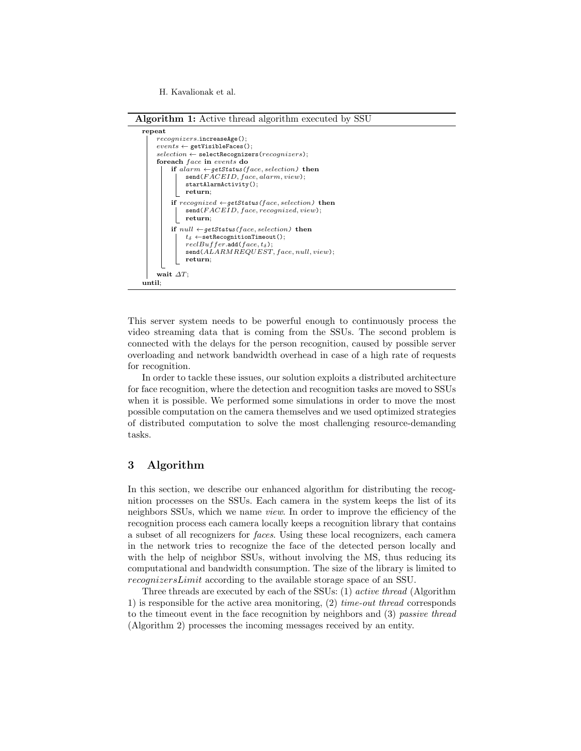**Algorithm 1:** Active thread algorithm executed by SSU

```
repeat
    recognizers.increaseAge();
    events ← getVisibleFaces();
    selection ← selectRecognizers(recognizers);
    foreach face in events do
        if alarm ← getStatus(face, selection) then
            send(FACEID, face, alarm, view);
            startAlarmActivity();
            return;
        if recognized ← getStatus(face, selection) then
            send(FACEID, face, recognized, view);
            return;
        if null ← getStatus(face, selection) then
            t_δ ← setRecognitionTimeout();
            reclBuffer.add(face, t_δ);
            send(ALARMREQUEST, face, null, view);
            return;
    wait ΔT;
until;
```

This server system needs to be powerful enough to continuously process the video streaming data that is coming from the SSUs. The second problem is connected with the delays for the person recognition, caused by possible server overloading and network bandwidth overhead in case of a high rate of requests for recognition.

In order to tackle these issues, our solution exploits a distributed architecture for face recognition, where the detection and recognition tasks are moved to SSUs when it is possible. We performed some simulations in order to move the most possible computation on the camera themselves and we used optimized strategies of distributed computation to solve the most challenging resource-demanding tasks.

## 3 Algorithm

In this section, we describe our enhanced algorithm for distributing the recognition processes on the SSUs. Each camera in the system keeps the list of its neighbors SSUs, which we name *view*. In order to improve the efficiency of the recognition process each camera locally keeps a recognition library that contains a subset of all recognizers for *faces*. Using these local recognizers, each camera in the network tries to recognize the face of the detected person locally and with the help of neighbor SSUs, without involving the MS, thus reducing its computational and bandwidth consumption. The size of the library is limited to *recognizersLimit* according to the available storage space of an SSU.

Three threads are executed by each of the SSUs: (1) *active thread* (Algorithm 1) is responsible for the active area monitoring, (2) *time-out thread* corresponds to the timeout event in the face recognition by neighbors and (3) *passive thread* (Algorithm 2) processes the incoming messages received by an entity.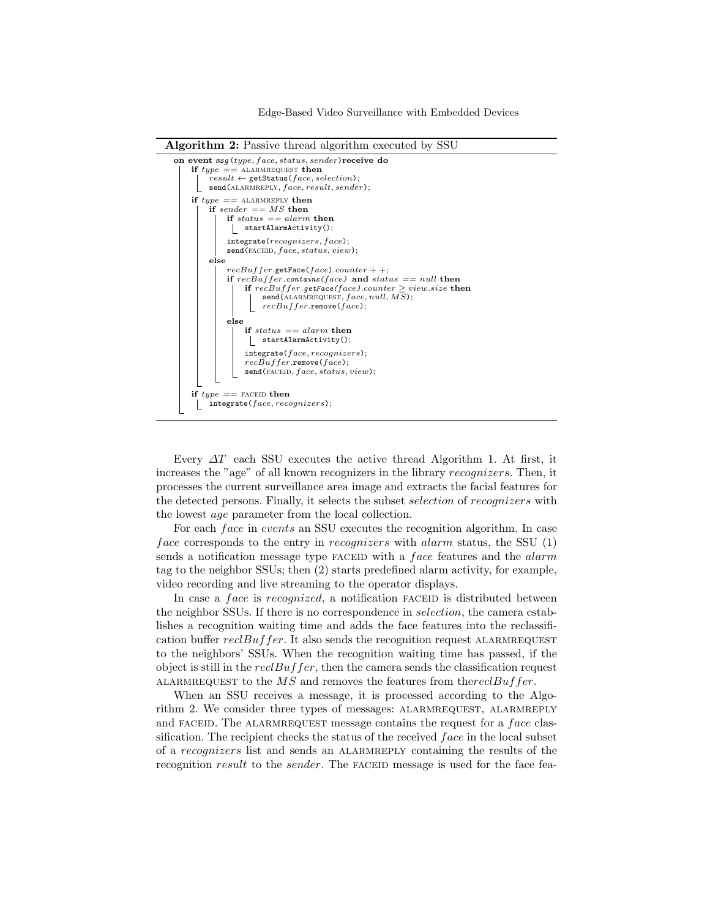**Algorithm 2:** Passive thread algorithm executed by SSU

```
on event msg(type, face, status, sender) receive do
    if type == ALARMREQUEST then
        result ← getStatus(face, selection);
        send(ALARMREPLY, face, result, sender);
    if type == ALARMREPLY then
        if sender == MS then
            if status == alarm then
                startAlarmActivity();
            integrate(recognizers, face);
            send(FACEID, face, status, view);
        else
            recBuffer.getFace(face).counter + +;
            if recBuffer.contains(face) and status == null then
                if recBuffer.getFace(face).counter ≥ view.size then
                    send(ALARMREQUEST, face, null, MS);
                    recBuffer.remove(face);
            else
                if status == alarm then
                    startAlarmActivity();
                integrate(face, recognizers);
                recBuffer.remove(face);
                send(FACEID, face, status, view);
    if type == FACEID then
        integrate(face, recognizers);
```

Every $\Delta T$ each SSU executes the active thread Algorithm 1. At first, it increases the "age" of all known recognizers in the library *recognizers*. Then, it processes the current surveillance area image and extracts the facial features for the detected persons. Finally, it selects the subset *selection* of *recognizers* with the lowest *age* parameter from the local collection.

For each *face* in *events* an SSU executes the recognition algorithm. In case *face* corresponds to the entry in *recognizers* with *alarm* status, the SSU (1) sends a notification message type FACEID with a *face* features and the *alarm* tag to the neighbor SSUs; then (2) starts predefined alarm activity, for example, video recording and live streaming to the operator displays.

In case a *face* is *recognized*, a notification FACEID is distributed between the neighbor SSUs. If there is no correspondence in *selection*, the camera establishes a recognition waiting time and adds the face features into the reclassification buffer *reclBuffer*. It also sends the recognition request ALARMREQUEST to the neighbors' SSUs. When the recognition waiting time has passed, if the object is still in the *reclBuffer*, then the camera sends the classification request ALARMREQUEST to the $MS$ and removes the features from the*reclBuffer*.

When an SSU receives a message, it is processed according to the Algorithm 2. We consider three types of messages: ALARMREQUEST, ALARMREPLY and FACEID. The ALARMREQUEST message contains the request for a *face* classification. The recipient checks the status of the received *face* in the local subset of a *recognizers* list and sends an ALARMREPLY containing the results of the recognition *result* to the *sender*. The FACEID message is used for the face fea-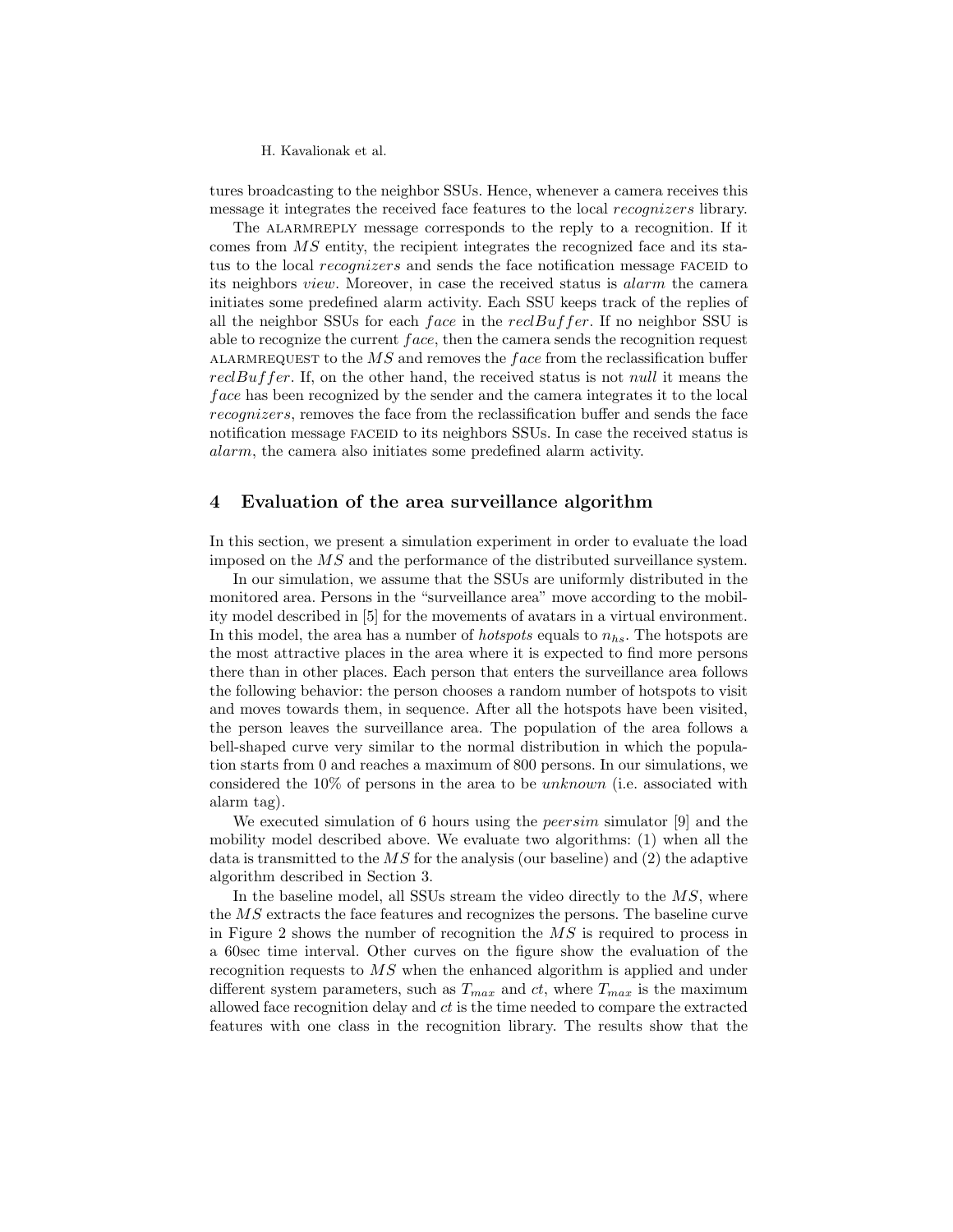tures broadcasting to the neighbor SSUs. Hence, whenever a camera receives this message it integrates the received face features to the local *recognizers* library.

The ALARMREPLY message corresponds to the reply to a recognition. If it comes from $MS$ entity, the recipient integrates the recognized face and its status to the local *recognizers* and sends the face notification message FACEID to its neighbors *view*. Moreover, in case the received status is *alarm* the camera initiates some predefined alarm activity. Each SSU keeps track of the replies of all the neighbor SSUs for each $face$ in the $reclBuffer$. If no neighbor SSU is able to recognize the current $face$, then the camera sends the recognition request ALARMREQUEST to the $MS$ and removes the $face$ from the reclassification buffer $reclBuffer$. If, on the other hand, the received status is not *null* it means the $face$ has been recognized by the sender and the camera integrates it to the local *recognizers*, removes the face from the reclassification buffer and sends the face notification message FACEID to its neighbors SSUs. In case the received status is *alarm*, the camera also initiates some predefined alarm activity.

## 4 Evaluation of the area surveillance algorithm

In this section, we present a simulation experiment in order to evaluate the load imposed on the $MS$ and the performance of the distributed surveillance system.

In our simulation, we assume that the SSUs are uniformly distributed in the monitored area. Persons in the "surveillance area" move according to the mobility model described in [5] for the movements of avatars in a virtual environment. In this model, the area has a number of *hotspots* equals to $n_{hs}$. The hotspots are the most attractive places in the area where it is expected to find more persons there than in other places. Each person that enters the surveillance area follows the following behavior: the person chooses a random number of hotspots to visit and moves towards them, in sequence. After all the hotspots have been visited, the person leaves the surveillance area. The population of the area follows a bell-shaped curve very similar to the normal distribution in which the population starts from 0 and reaches a maximum of 800 persons. In our simulations, we considered the 10% of persons in the area to be *unknown* (i.e. associated with alarm tag).

We executed simulation of 6 hours using the *peersim* simulator [9] and the mobility model described above. We evaluate two algorithms: (1) when all the data is transmitted to the $MS$ for the analysis (our baseline) and (2) the adaptive algorithm described in Section 3.

In the baseline model, all SSUs stream the video directly to the $MS$, where the $MS$ extracts the face features and recognizes the persons. The baseline curve in Figure 2 shows the number of recognition the $MS$ is required to process in a 60sec time interval. Other curves on the figure show the evaluation of the recognition requests to $MS$ when the enhanced algorithm is applied and under different system parameters, such as $T_{max}$ and $ct$, where $T_{max}$ is the maximum allowed face recognition delay and $ct$ is the time needed to compare the extracted features with one class in the recognition library. The results show that the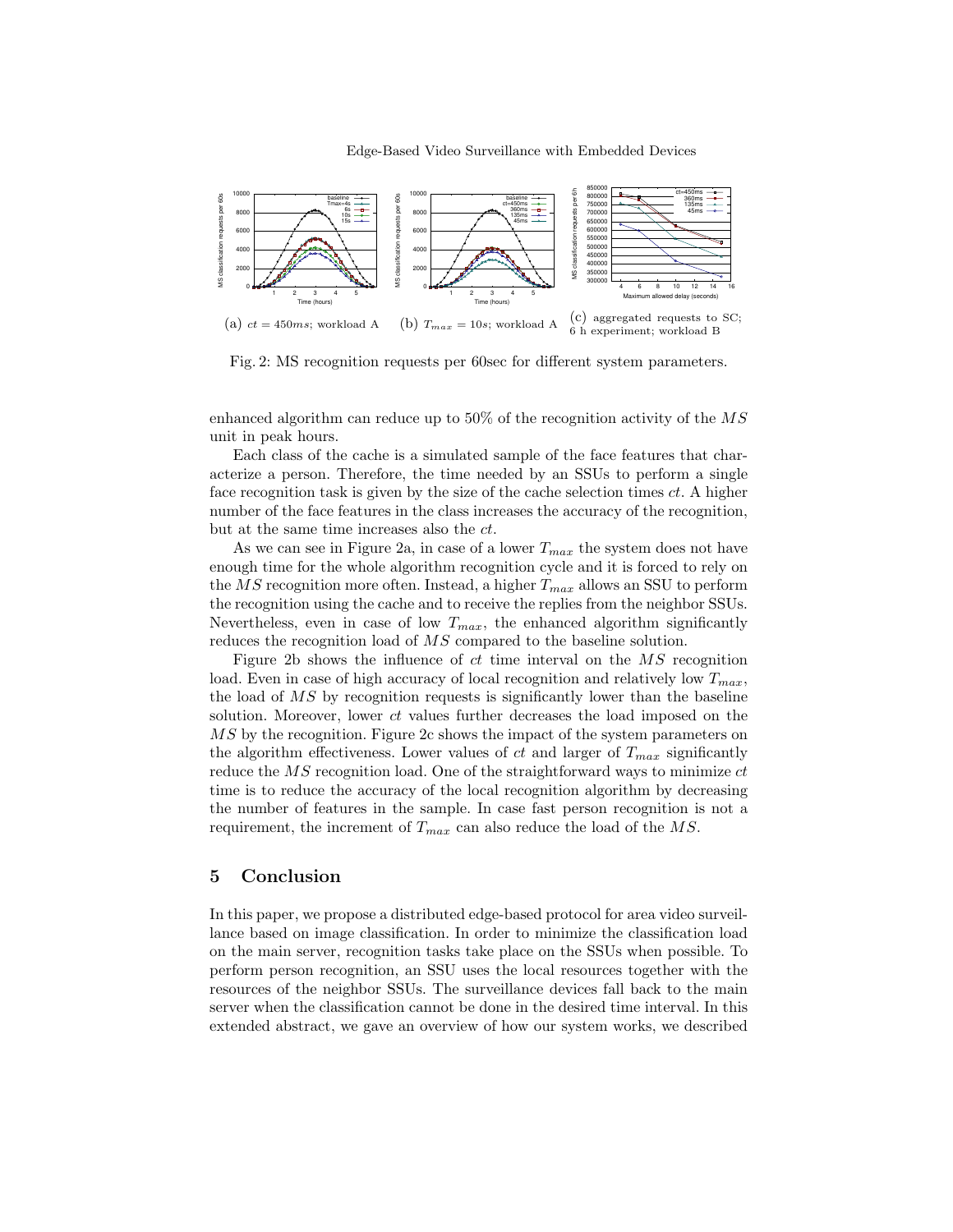(a) $ct = 450ms$; workload A (b) $T_{max} = 10s$; workload A (c) aggregated requests to SC; 6 h experiment; workload B

Fig. 2: MS recognition requests per 60sec for different system parameters.

enhanced algorithm can reduce up to 50% of the recognition activity of the $MS$ unit in peak hours.

Each class of the cache is a simulated sample of the face features that characterize a person. Therefore, the time needed by an SSUs to perform a single face recognition task is given by the size of the cache selection times $ct$. A higher number of the face features in the class increases the accuracy of the recognition, but at the same time increases also the $ct$.

As we can see in Figure 2a, in case of a lower $T_{max}$ the system does not have enough time for the whole algorithm recognition cycle and it is forced to rely on the $MS$ recognition more often. Instead, a higher $T_{max}$ allows an SSU to perform the recognition using the cache and to receive the replies from the neighbor SSUs. Nevertheless, even in case of low $T_{max}$, the enhanced algorithm significantly reduces the recognition load of $MS$ compared to the baseline solution.

Figure 2b shows the influence of $ct$ time interval on the $MS$ recognition load. Even in case of high accuracy of local recognition and relatively low $T_{max}$, the load of $MS$ by recognition requests is significantly lower than the baseline solution. Moreover, lower $ct$ values further decreases the load imposed on the $MS$ by the recognition. Figure 2c shows the impact of the system parameters on the algorithm effectiveness. Lower values of $ct$ and larger of $T_{max}$ significantly reduce the $MS$ recognition load. One of the straightforward ways to minimize $ct$ time is to reduce the accuracy of the local recognition algorithm by decreasing the number of features in the sample. In case fast person recognition is not a requirement, the increment of $T_{max}$ can also reduce the load of the $MS$.

## 5 Conclusion

In this paper, we propose a distributed edge-based protocol for area video surveillance based on image classification. In order to minimize the classification load on the main server, recognition tasks take place on the SSUs when possible. To perform person recognition, an SSU uses the local resources together with the resources of the neighbor SSUs. The surveillance devices fall back to the main server when the classification cannot be done in the desired time interval. In this extended abstract, we gave an overview of how our system works, we described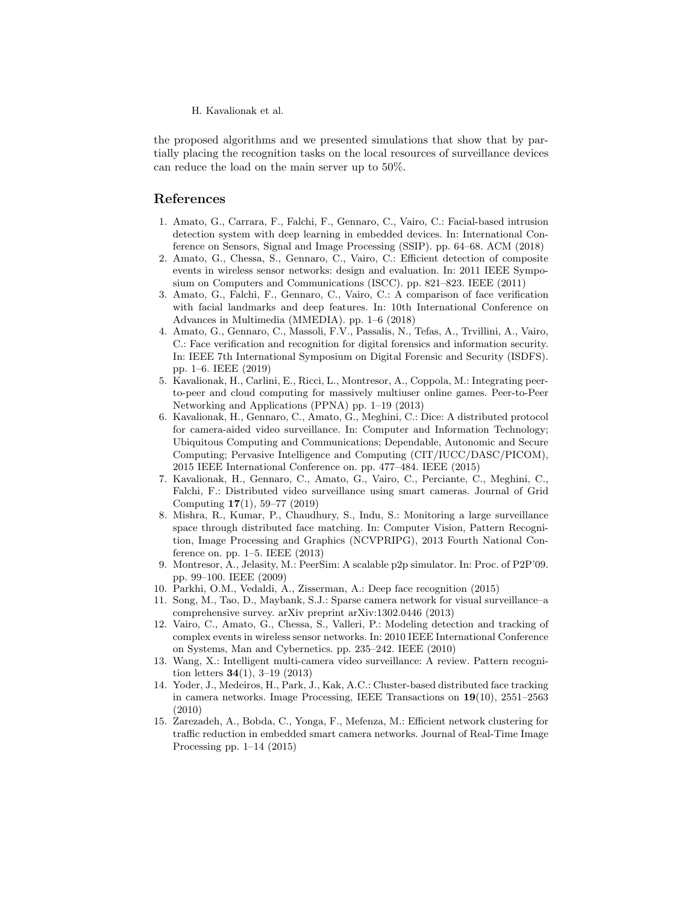the proposed algorithms and we presented simulations that show that by partially placing the recognition tasks on the local resources of surveillance devices can reduce the load on the main server up to 50%.

## References

1. Amato, G., Carrara, F., Falchi, F., Gennaro, C., Vairo, C.: Facial-based intrusion detection system with deep learning in embedded devices. In: International Conference on Sensors, Signal and Image Processing (SSIP). pp. 64–68. ACM (2018)
2. Amato, G., Chessa, S., Gennaro, C., Vairo, C.: Efficient detection of composite events in wireless sensor networks: design and evaluation. In: 2011 IEEE Symposium on Computers and Communications (ISCC). pp. 821–823. IEEE (2011)
3. Amato, G., Falchi, F., Gennaro, C., Vairo, C.: A comparison of face verification with facial landmarks and deep features. In: 10th International Conference on Advances in Multimedia (MMEDIA). pp. 1–6 (2018)
4. Amato, G., Gennaro, C., Massoli, F.V., Passalis, N., Tefas, A., Trvillini, A., Vairo, C.: Face verification and recognition for digital forensics and information security. In: IEEE 7th International Symposium on Digital Forensic and Security (ISDFS). pp. 1–6. IEEE (2019)
5. Kavalionak, H., Carlini, E., Ricci, L., Montresor, A., Coppola, M.: Integrating peer-to-peer and cloud computing for massively multiuser online games. Peer-to-Peer Networking and Applications (PPNA) pp. 1–19 (2013)
6. Kavalionak, H., Gennaro, C., Amato, G., Meghini, C.: Dice: A distributed protocol for camera-aided video surveillance. In: Computer and Information Technology; Ubiquitous Computing and Communications; Dependable, Autonomic and Secure Computing; Pervasive Intelligence and Computing (CIT/IUCC/DASC/PICOM), 2015 IEEE International Conference on. pp. 477–484. IEEE (2015)
7. Kavalionak, H., Gennaro, C., Amato, G., Vairo, C., Perciante, C., Meghini, C., Falchi, F.: Distributed video surveillance using smart cameras. Journal of Grid Computing **17**(1), 59–77 (2019)
8. Mishra, R., Kumar, P., Chaudhury, S., Indu, S.: Monitoring a large surveillance space through distributed face matching. In: Computer Vision, Pattern Recognition, Image Processing and Graphics (NCVPRIPG), 2013 Fourth National Conference on. pp. 1–5. IEEE (2013)
9. Montresor, A., Jelasity, M.: PeerSim: A scalable p2p simulator. In: Proc. of P2P'09. pp. 99–100. IEEE (2009)
10. Parkhi, O.M., Vedaldi, A., Zisserman, A.: Deep face recognition (2015)
11. Song, M., Tao, D., Maybank, S.J.: Sparse camera network for visual surveillance–a comprehensive survey. arXiv preprint arXiv:1302.0446 (2013)
12. Vairo, C., Amato, G., Chessa, S., Valleri, P.: Modeling detection and tracking of complex events in wireless sensor networks. In: 2010 IEEE International Conference on Systems, Man and Cybernetics. pp. 235–242. IEEE (2010)
13. Wang, X.: Intelligent multi-camera video surveillance: A review. Pattern recognition letters **34**(1), 3–19 (2013)
14. Yoder, J., Medeiros, H., Park, J., Kak, A.C.: Cluster-based distributed face tracking in camera networks. Image Processing, IEEE Transactions on **19**(10), 2551–2563 (2010)
15. Zarezadeh, A., Bobda, C., Yonga, F., Mefenza, M.: Efficient network clustering for traffic reduction in embedded smart camera networks. Journal of Real-Time Image Processing pp. 1–14 (2015)